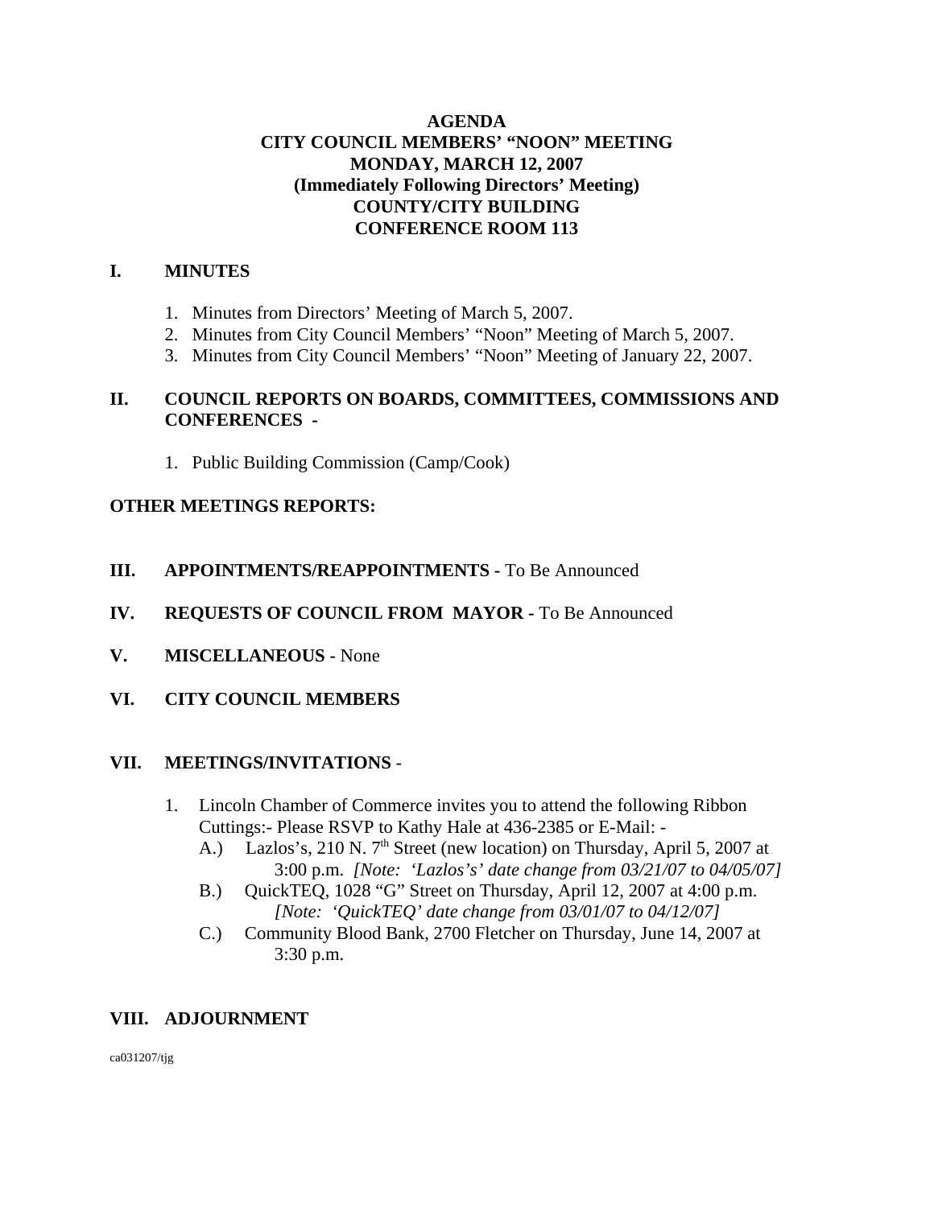# AGENDA
## CITY COUNCIL MEMBERS' "NOON" MEETING
## MONDAY, MARCH 12, 2007
## (Immediately Following Directors' Meeting)
## COUNTY/CITY BUILDING
## CONFERENCE ROOM 113

## I. MINUTES

1. Minutes from Directors' Meeting of March 5, 2007.
2. Minutes from City Council Members' "Noon" Meeting of March 5, 2007.
3. Minutes from City Council Members' "Noon" Meeting of January 22, 2007.

## II. COUNCIL REPORTS ON BOARDS, COMMITTEES, COMMISSIONS AND CONFERENCES -

1. Public Building Commission (Camp/Cook)

**OTHER MEETINGS REPORTS:**

## III. APPOINTMENTS/REAPPOINTMENTS - To Be Announced

## IV. REQUESTS OF COUNCIL FROM MAYOR - To Be Announced

## V. MISCELLANEOUS - None

## VI. CITY COUNCIL MEMBERS

## VII. MEETINGS/INVITATIONS -

1. Lincoln Chamber of Commerce invites you to attend the following Ribbon Cuttings:- Please RSVP to Kathy Hale at 436-2385 or E-Mail: -
   - A.) Lazlos's, 210 N. 7th Street (new location) on Thursday, April 5, 2007 at 3:00 p.m. *[Note: 'Lazlos's' date change from 03/21/07 to 04/05/07]*
   - B.) QuickTEQ, 1028 "G" Street on Thursday, April 12, 2007 at 4:00 p.m. *[Note: 'QuickTEQ' date change from 03/01/07 to 04/12/07]*
   - C.) Community Blood Bank, 2700 Fletcher on Thursday, June 14, 2007 at 3:30 p.m.

## VIII. ADJOURNMENT

ca031207/tjg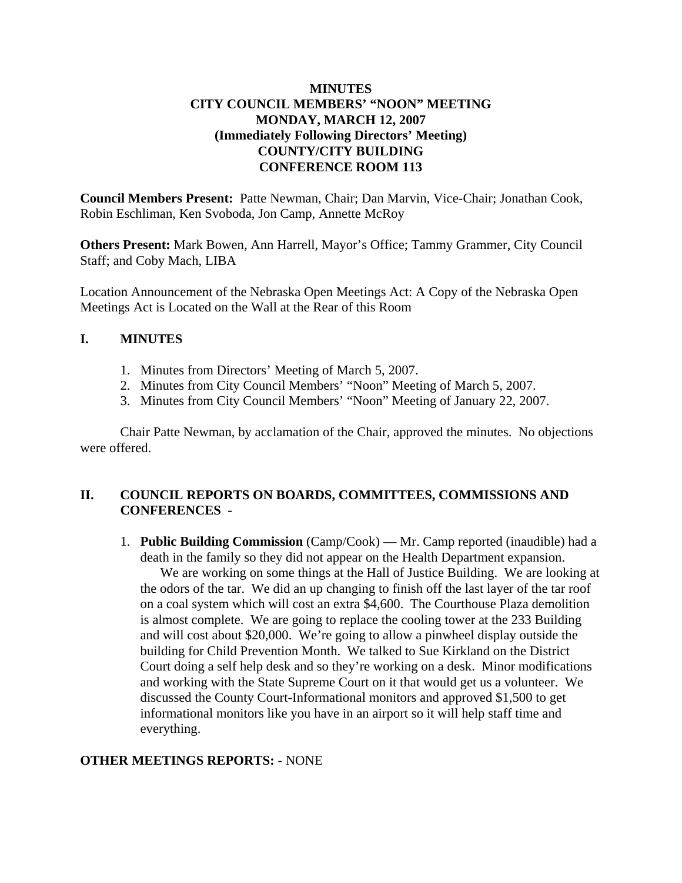# MINUTES
# CITY COUNCIL MEMBERS' "NOON" MEETING
# MONDAY, MARCH 12, 2007
# (Immediately Following Directors' Meeting)
# COUNTY/CITY BUILDING
# CONFERENCE ROOM 113

**Council Members Present:** Patte Newman, Chair; Dan Marvin, Vice-Chair; Jonathan Cook, Robin Eschliman, Ken Svoboda, Jon Camp, Annette McRoy

**Others Present:** Mark Bowen, Ann Harrell, Mayor's Office; Tammy Grammer, City Council Staff; and Coby Mach, LIBA

Location Announcement of the Nebraska Open Meetings Act: A Copy of the Nebraska Open Meetings Act is Located on the Wall at the Rear of this Room

## I. MINUTES

1. Minutes from Directors' Meeting of March 5, 2007.
2. Minutes from City Council Members' "Noon" Meeting of March 5, 2007.
3. Minutes from City Council Members' "Noon" Meeting of January 22, 2007.

Chair Patte Newman, by acclamation of the Chair, approved the minutes. No objections were offered.

## II. COUNCIL REPORTS ON BOARDS, COMMITTEES, COMMISSIONS AND CONFERENCES -

1. **Public Building Commission** (Camp/Cook) — Mr. Camp reported (inaudible) had a death in the family so they did not appear on the Health Department expansion.

   We are working on some things at the Hall of Justice Building. We are looking at the odors of the tar. We did an up changing to finish off the last layer of the tar roof on a coal system which will cost an extra $4,600. The Courthouse Plaza demolition is almost complete. We are going to replace the cooling tower at the 233 Building and will cost about $20,000. We're going to allow a pinwheel display outside the building for Child Prevention Month. We talked to Sue Kirkland on the District Court doing a self help desk and so they're working on a desk. Minor modifications and working with the State Supreme Court on it that would get us a volunteer. We discussed the County Court-Informational monitors and approved $1,500 to get informational monitors like you have in an airport so it will help staff time and everything.

**OTHER MEETINGS REPORTS:** - NONE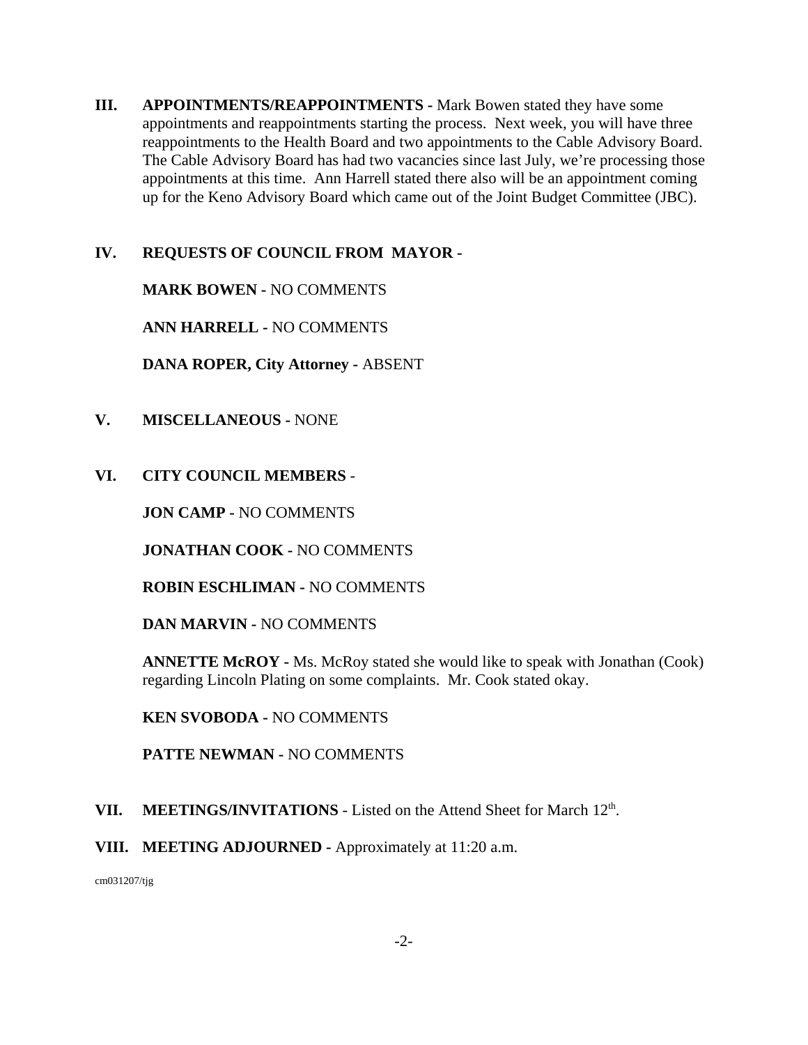**III. APPOINTMENTS/REAPPOINTMENTS -** Mark Bowen stated they have some appointments and reappointments starting the process. Next week, you will have three reappointments to the Health Board and two appointments to the Cable Advisory Board. The Cable Advisory Board has had two vacancies since last July, we're processing those appointments at this time. Ann Harrell stated there also will be an appointment coming up for the Keno Advisory Board which came out of the Joint Budget Committee (JBC).

**IV. REQUESTS OF COUNCIL FROM MAYOR -**

**MARK BOWEN -** NO COMMENTS

**ANN HARRELL -** NO COMMENTS

**DANA ROPER, City Attorney -** ABSENT

**V. MISCELLANEOUS -** NONE

**VI. CITY COUNCIL MEMBERS** -

**JON CAMP -** NO COMMENTS

**JONATHAN COOK -** NO COMMENTS

**ROBIN ESCHLIMAN -** NO COMMENTS

**DAN MARVIN -** NO COMMENTS

**ANNETTE McROY -** Ms. McRoy stated she would like to speak with Jonathan (Cook) regarding Lincoln Plating on some complaints. Mr. Cook stated okay.

**KEN SVOBODA -** NO COMMENTS

**PATTE NEWMAN -** NO COMMENTS

**VII. MEETINGS/INVITATIONS** - Listed on the Attend Sheet for March 12th.

**VIII. MEETING ADJOURNED -** Approximately at 11:20 a.m.

cm031207/tjg